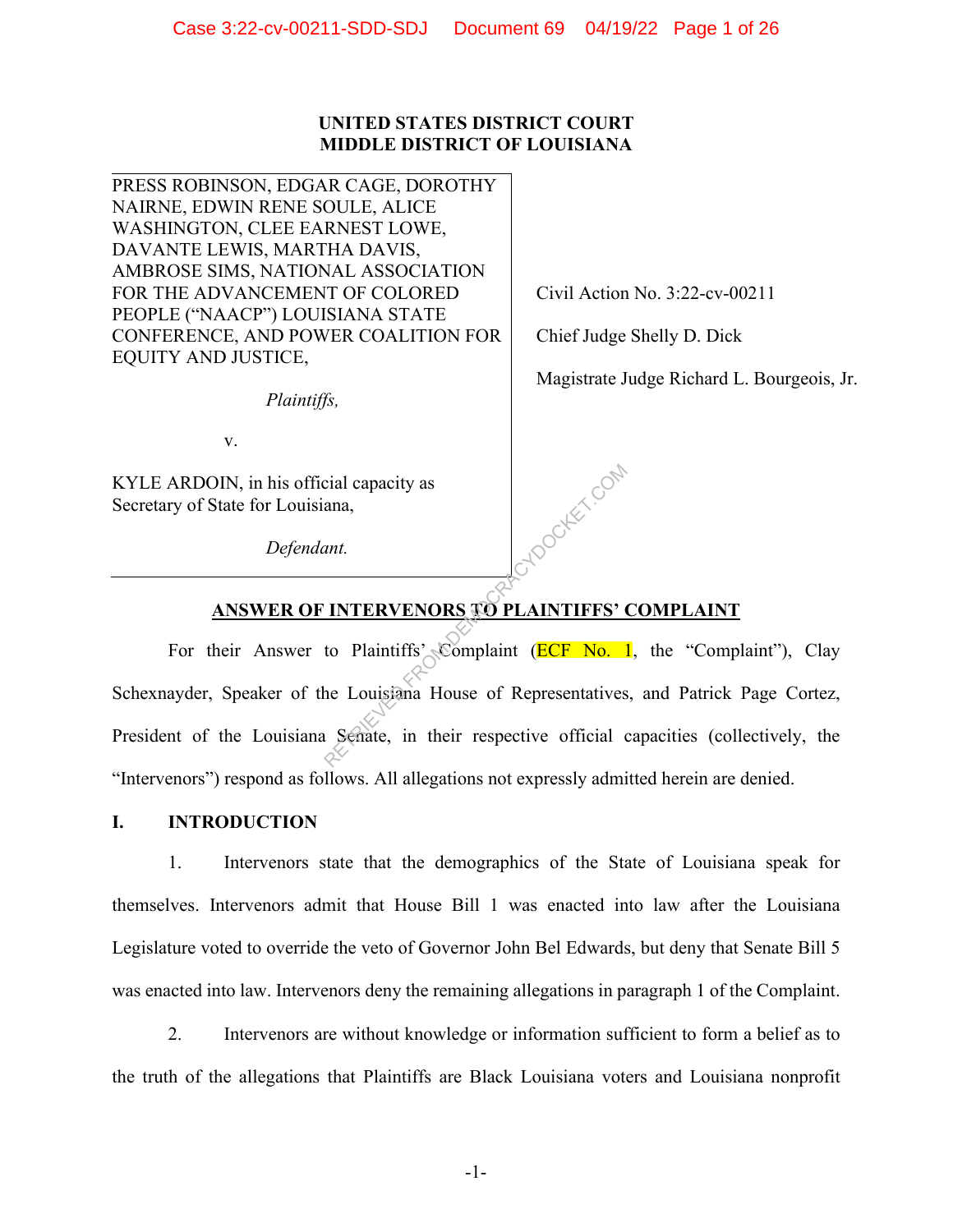**UNITED STATES DISTRICT COURT**
**MIDDLE DISTRICT OF LOUISIANA**

| | |
|---|---|
| PRESS ROBINSON, EDGAR CAGE, DOROTHY NAIRNE, EDWIN RENE SOULE, ALICE WASHINGTON, CLEE EARNEST LOWE, DAVANTE LEWIS, MARTHA DAVIS, AMBROSE SIMS, NATIONAL ASSOCIATION FOR THE ADVANCEMENT OF COLORED PEOPLE ("NAACP") LOUISIANA STATE CONFERENCE, AND POWER COALITION FOR EQUITY AND JUSTICE,<br><br>*Plaintiffs,*<br><br>v.<br><br>KYLE ARDOIN, in his official capacity as Secretary of State for Louisiana,<br><br>*Defendant.* | Civil Action No. 3:22-cv-00211<br><br>Chief Judge Shelly D. Dick<br><br>Magistrate Judge Richard L. Bourgeois, Jr. |

**ANSWER OF INTERVENORS TO PLAINTIFFS' COMPLAINT**

For their Answer to Plaintiffs' Complaint (ECF No. 1, the "Complaint"), Clay Schexnayder, Speaker of the Louisiana House of Representatives, and Patrick Page Cortez, President of the Louisiana Senate, in their respective official capacities (collectively, the "Intervenors") respond as follows. All allegations not expressly admitted herein are denied.

## I. INTRODUCTION

1. Intervenors state that the demographics of the State of Louisiana speak for themselves. Intervenors admit that House Bill 1 was enacted into law after the Louisiana Legislature voted to override the veto of Governor John Bel Edwards, but deny that Senate Bill 5 was enacted into law. Intervenors deny the remaining allegations in paragraph 1 of the Complaint.

2. Intervenors are without knowledge or information sufficient to form a belief as to the truth of the allegations that Plaintiffs are Black Louisiana voters and Louisiana nonprofit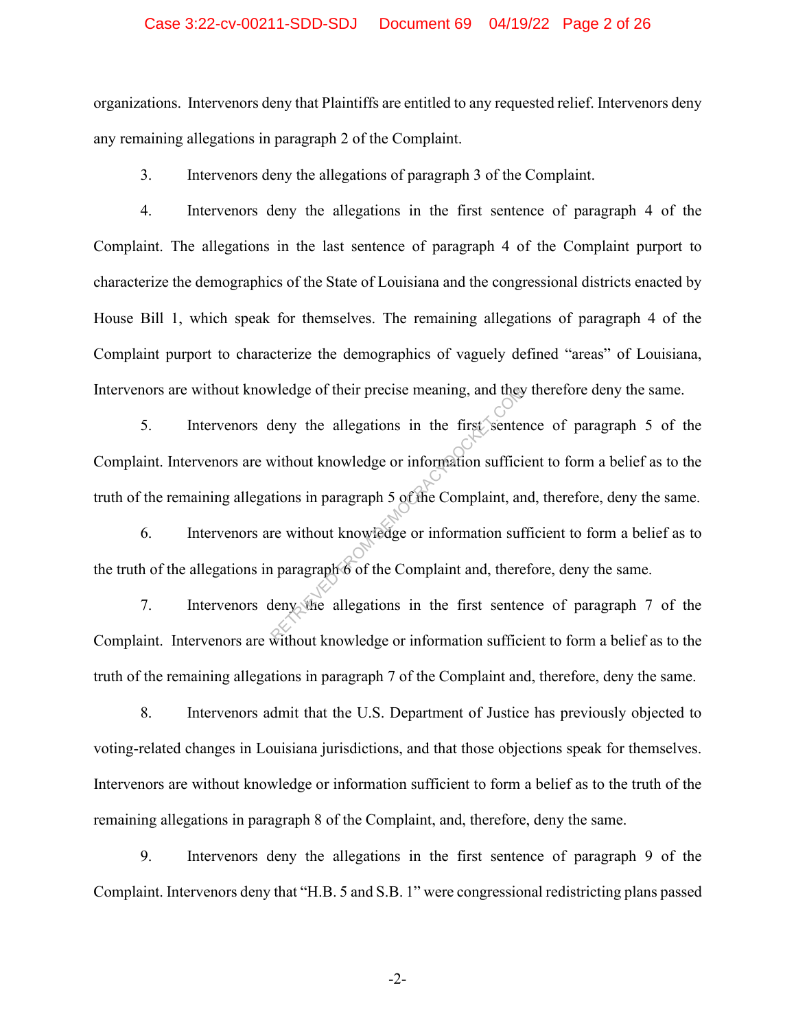organizations. Intervenors deny that Plaintiffs are entitled to any requested relief. Intervenors deny any remaining allegations in paragraph 2 of the Complaint.

3. Intervenors deny the allegations of paragraph 3 of the Complaint.

4. Intervenors deny the allegations in the first sentence of paragraph 4 of the Complaint. The allegations in the last sentence of paragraph 4 of the Complaint purport to characterize the demographics of the State of Louisiana and the congressional districts enacted by House Bill 1, which speak for themselves. The remaining allegations of paragraph 4 of the Complaint purport to characterize the demographics of vaguely defined "areas" of Louisiana, Intervenors are without knowledge of their precise meaning, and they therefore deny the same.

5. Intervenors deny the allegations in the first sentence of paragraph 5 of the Complaint. Intervenors are without knowledge or information sufficient to form a belief as to the truth of the remaining allegations in paragraph 5 of the Complaint, and, therefore, deny the same.

6. Intervenors are without knowledge or information sufficient to form a belief as to the truth of the allegations in paragraph 6 of the Complaint and, therefore, deny the same.

7. Intervenors deny the allegations in the first sentence of paragraph 7 of the Complaint. Intervenors are without knowledge or information sufficient to form a belief as to the truth of the remaining allegations in paragraph 7 of the Complaint and, therefore, deny the same.

8. Intervenors admit that the U.S. Department of Justice has previously objected to voting-related changes in Louisiana jurisdictions, and that those objections speak for themselves. Intervenors are without knowledge or information sufficient to form a belief as to the truth of the remaining allegations in paragraph 8 of the Complaint, and, therefore, deny the same.

9. Intervenors deny the allegations in the first sentence of paragraph 9 of the Complaint. Intervenors deny that "H.B. 5 and S.B. 1" were congressional redistricting plans passed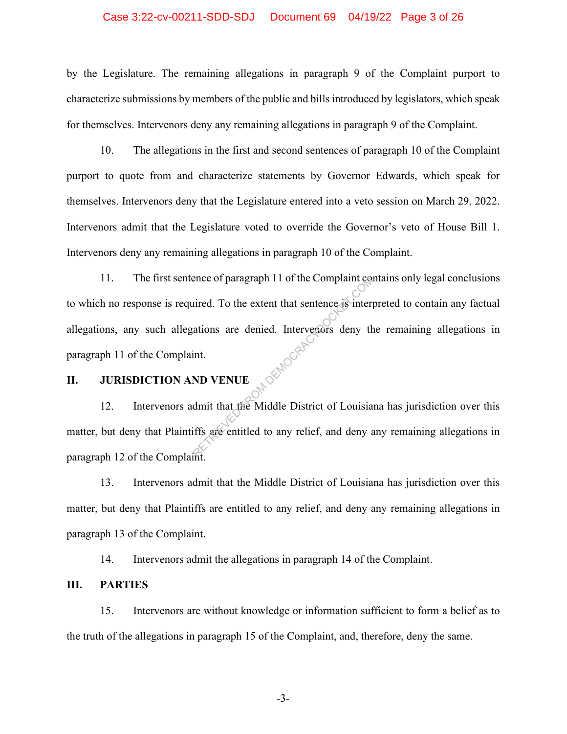by the Legislature. The remaining allegations in paragraph 9 of the Complaint purport to characterize submissions by members of the public and bills introduced by legislators, which speak for themselves. Intervenors deny any remaining allegations in paragraph 9 of the Complaint.

10. The allegations in the first and second sentences of paragraph 10 of the Complaint purport to quote from and characterize statements by Governor Edwards, which speak for themselves. Intervenors deny that the Legislature entered into a veto session on March 29, 2022. Intervenors admit that the Legislature voted to override the Governor's veto of House Bill 1. Intervenors deny any remaining allegations in paragraph 10 of the Complaint.

11. The first sentence of paragraph 11 of the Complaint contains only legal conclusions to which no response is required. To the extent that sentence is interpreted to contain any factual allegations, any such allegations are denied. Intervenors deny the remaining allegations in paragraph 11 of the Complaint.

## II. JURISDICTION AND VENUE

12. Intervenors admit that the Middle District of Louisiana has jurisdiction over this matter, but deny that Plaintiffs are entitled to any relief, and deny any remaining allegations in paragraph 12 of the Complaint.

13. Intervenors admit that the Middle District of Louisiana has jurisdiction over this matter, but deny that Plaintiffs are entitled to any relief, and deny any remaining allegations in paragraph 13 of the Complaint.

14. Intervenors admit the allegations in paragraph 14 of the Complaint.

## III. PARTIES

15. Intervenors are without knowledge or information sufficient to form a belief as to the truth of the allegations in paragraph 15 of the Complaint, and, therefore, deny the same.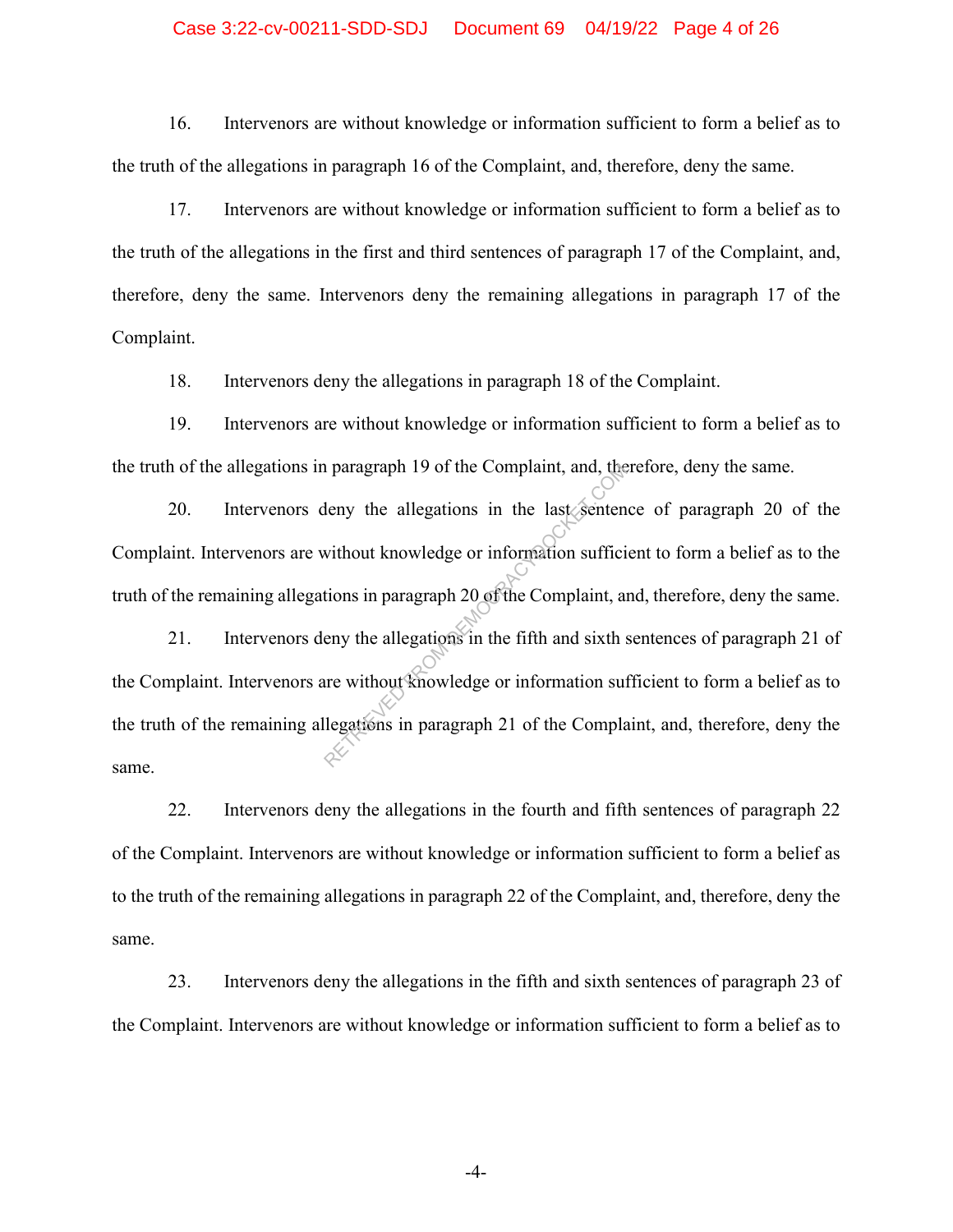16. Intervenors are without knowledge or information sufficient to form a belief as to the truth of the allegations in paragraph 16 of the Complaint, and, therefore, deny the same.

17. Intervenors are without knowledge or information sufficient to form a belief as to the truth of the allegations in the first and third sentences of paragraph 17 of the Complaint, and, therefore, deny the same. Intervenors deny the remaining allegations in paragraph 17 of the Complaint.

18. Intervenors deny the allegations in paragraph 18 of the Complaint.

19. Intervenors are without knowledge or information sufficient to form a belief as to the truth of the allegations in paragraph 19 of the Complaint, and, therefore, deny the same.

20. Intervenors deny the allegations in the last sentence of paragraph 20 of the Complaint. Intervenors are without knowledge or information sufficient to form a belief as to the truth of the remaining allegations in paragraph 20 of the Complaint, and, therefore, deny the same.

21. Intervenors deny the allegations in the fifth and sixth sentences of paragraph 21 of the Complaint. Intervenors are without knowledge or information sufficient to form a belief as to the truth of the remaining allegations in paragraph 21 of the Complaint, and, therefore, deny the same.

22. Intervenors deny the allegations in the fourth and fifth sentences of paragraph 22 of the Complaint. Intervenors are without knowledge or information sufficient to form a belief as to the truth of the remaining allegations in paragraph 22 of the Complaint, and, therefore, deny the same.

23. Intervenors deny the allegations in the fifth and sixth sentences of paragraph 23 of the Complaint. Intervenors are without knowledge or information sufficient to form a belief as to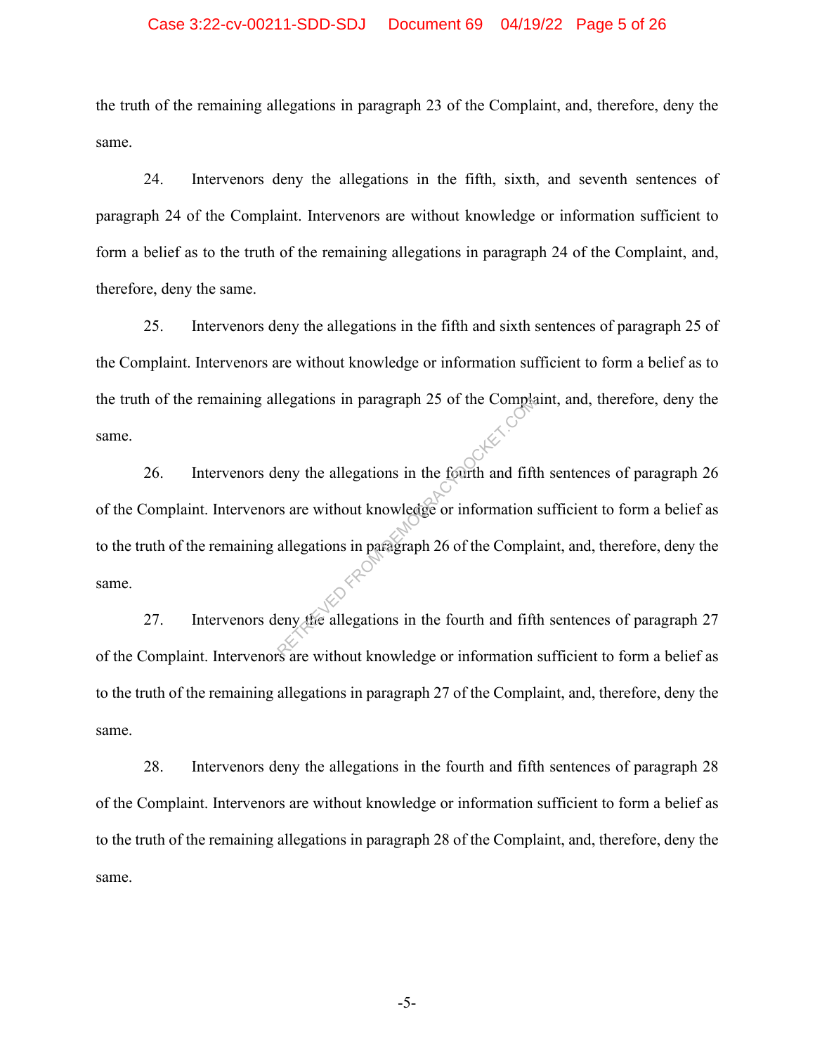the truth of the remaining allegations in paragraph 23 of the Complaint, and, therefore, deny the same.

24. Intervenors deny the allegations in the fifth, sixth, and seventh sentences of paragraph 24 of the Complaint. Intervenors are without knowledge or information sufficient to form a belief as to the truth of the remaining allegations in paragraph 24 of the Complaint, and, therefore, deny the same.

25. Intervenors deny the allegations in the fifth and sixth sentences of paragraph 25 of the Complaint. Intervenors are without knowledge or information sufficient to form a belief as to the truth of the remaining allegations in paragraph 25 of the Complaint, and, therefore, deny the same.

26. Intervenors deny the allegations in the fourth and fifth sentences of paragraph 26 of the Complaint. Intervenors are without knowledge or information sufficient to form a belief as to the truth of the remaining allegations in paragraph 26 of the Complaint, and, therefore, deny the same.

27. Intervenors deny the allegations in the fourth and fifth sentences of paragraph 27 of the Complaint. Intervenors are without knowledge or information sufficient to form a belief as to the truth of the remaining allegations in paragraph 27 of the Complaint, and, therefore, deny the same.

28. Intervenors deny the allegations in the fourth and fifth sentences of paragraph 28 of the Complaint. Intervenors are without knowledge or information sufficient to form a belief as to the truth of the remaining allegations in paragraph 28 of the Complaint, and, therefore, deny the same.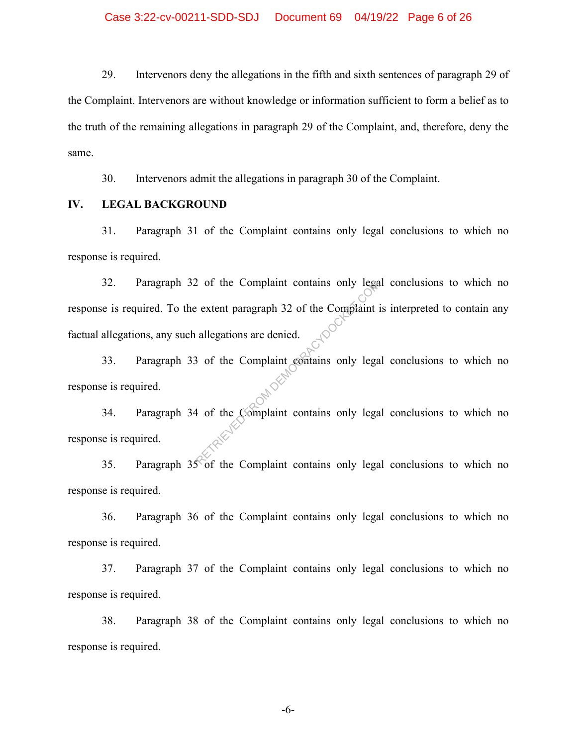29. Intervenors deny the allegations in the fifth and sixth sentences of paragraph 29 of the Complaint. Intervenors are without knowledge or information sufficient to form a belief as to the truth of the remaining allegations in paragraph 29 of the Complaint, and, therefore, deny the same.

30. Intervenors admit the allegations in paragraph 30 of the Complaint.

## IV. LEGAL BACKGROUND

31. Paragraph 31 of the Complaint contains only legal conclusions to which no response is required.

32. Paragraph 32 of the Complaint contains only legal conclusions to which no response is required. To the extent paragraph 32 of the Complaint is interpreted to contain any factual allegations, any such allegations are denied.

33. Paragraph 33 of the Complaint contains only legal conclusions to which no response is required.

34. Paragraph 34 of the Complaint contains only legal conclusions to which no response is required.

35. Paragraph 35 of the Complaint contains only legal conclusions to which no response is required.

36. Paragraph 36 of the Complaint contains only legal conclusions to which no response is required.

37. Paragraph 37 of the Complaint contains only legal conclusions to which no response is required.

38. Paragraph 38 of the Complaint contains only legal conclusions to which no response is required.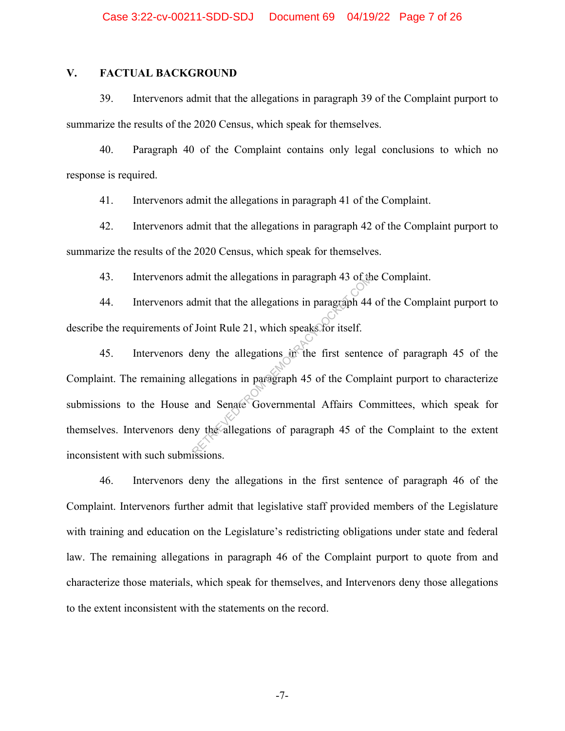## V. FACTUAL BACKGROUND

39. Intervenors admit that the allegations in paragraph 39 of the Complaint purport to summarize the results of the 2020 Census, which speak for themselves.

40. Paragraph 40 of the Complaint contains only legal conclusions to which no response is required.

41. Intervenors admit the allegations in paragraph 41 of the Complaint.

42. Intervenors admit that the allegations in paragraph 42 of the Complaint purport to summarize the results of the 2020 Census, which speak for themselves.

43. Intervenors admit the allegations in paragraph 43 of the Complaint.

44. Intervenors admit that the allegations in paragraph 44 of the Complaint purport to describe the requirements of Joint Rule 21, which speaks for itself.

45. Intervenors deny the allegations in the first sentence of paragraph 45 of the Complaint. The remaining allegations in paragraph 45 of the Complaint purport to characterize submissions to the House and Senate Governmental Affairs Committees, which speak for themselves. Intervenors deny the allegations of paragraph 45 of the Complaint to the extent inconsistent with such submissions.

46. Intervenors deny the allegations in the first sentence of paragraph 46 of the Complaint. Intervenors further admit that legislative staff provided members of the Legislature with training and education on the Legislature's redistricting obligations under state and federal law. The remaining allegations in paragraph 46 of the Complaint purport to quote from and characterize those materials, which speak for themselves, and Intervenors deny those allegations to the extent inconsistent with the statements on the record.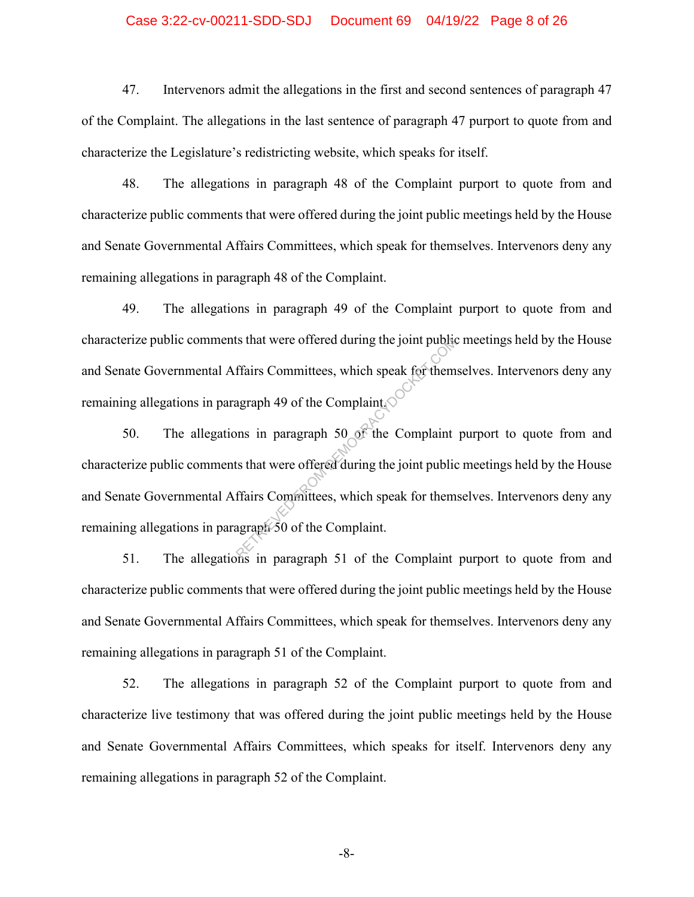47. Intervenors admit the allegations in the first and second sentences of paragraph 47 of the Complaint. The allegations in the last sentence of paragraph 47 purport to quote from and characterize the Legislature's redistricting website, which speaks for itself.

48. The allegations in paragraph 48 of the Complaint purport to quote from and characterize public comments that were offered during the joint public meetings held by the House and Senate Governmental Affairs Committees, which speak for themselves. Intervenors deny any remaining allegations in paragraph 48 of the Complaint.

49. The allegations in paragraph 49 of the Complaint purport to quote from and characterize public comments that were offered during the joint public meetings held by the House and Senate Governmental Affairs Committees, which speak for themselves. Intervenors deny any remaining allegations in paragraph 49 of the Complaint.

50. The allegations in paragraph 50 of the Complaint purport to quote from and characterize public comments that were offered during the joint public meetings held by the House and Senate Governmental Affairs Committees, which speak for themselves. Intervenors deny any remaining allegations in paragraph 50 of the Complaint.

51. The allegations in paragraph 51 of the Complaint purport to quote from and characterize public comments that were offered during the joint public meetings held by the House and Senate Governmental Affairs Committees, which speak for themselves. Intervenors deny any remaining allegations in paragraph 51 of the Complaint.

52. The allegations in paragraph 52 of the Complaint purport to quote from and characterize live testimony that was offered during the joint public meetings held by the House and Senate Governmental Affairs Committees, which speaks for itself. Intervenors deny any remaining allegations in paragraph 52 of the Complaint.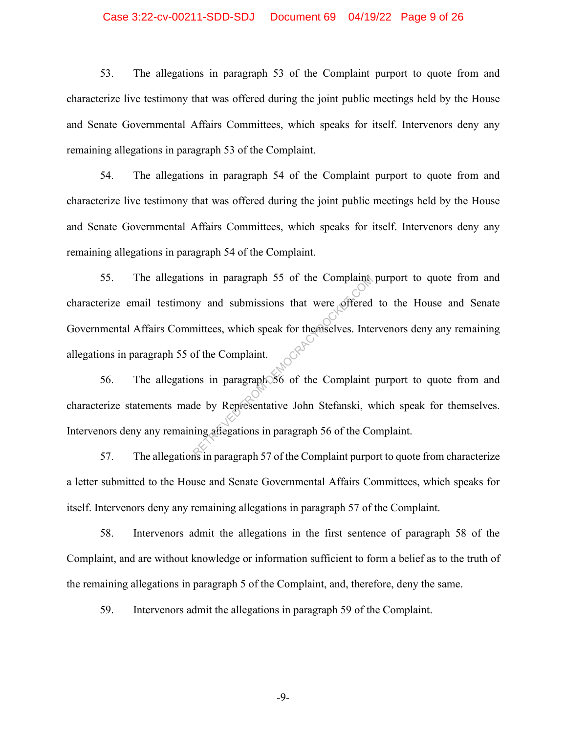53. The allegations in paragraph 53 of the Complaint purport to quote from and characterize live testimony that was offered during the joint public meetings held by the House and Senate Governmental Affairs Committees, which speaks for itself. Intervenors deny any remaining allegations in paragraph 53 of the Complaint.

54. The allegations in paragraph 54 of the Complaint purport to quote from and characterize live testimony that was offered during the joint public meetings held by the House and Senate Governmental Affairs Committees, which speaks for itself. Intervenors deny any remaining allegations in paragraph 54 of the Complaint.

55. The allegations in paragraph 55 of the Complaint purport to quote from and characterize email testimony and submissions that were offered to the House and Senate Governmental Affairs Committees, which speak for themselves. Intervenors deny any remaining allegations in paragraph 55 of the Complaint.

56. The allegations in paragraph 56 of the Complaint purport to quote from and characterize statements made by Representative John Stefanski, which speak for themselves. Intervenors deny any remaining allegations in paragraph 56 of the Complaint.

57. The allegations in paragraph 57 of the Complaint purport to quote from characterize a letter submitted to the House and Senate Governmental Affairs Committees, which speaks for itself. Intervenors deny any remaining allegations in paragraph 57 of the Complaint.

58. Intervenors admit the allegations in the first sentence of paragraph 58 of the Complaint, and are without knowledge or information sufficient to form a belief as to the truth of the remaining allegations in paragraph 5 of the Complaint, and, therefore, deny the same.

59. Intervenors admit the allegations in paragraph 59 of the Complaint.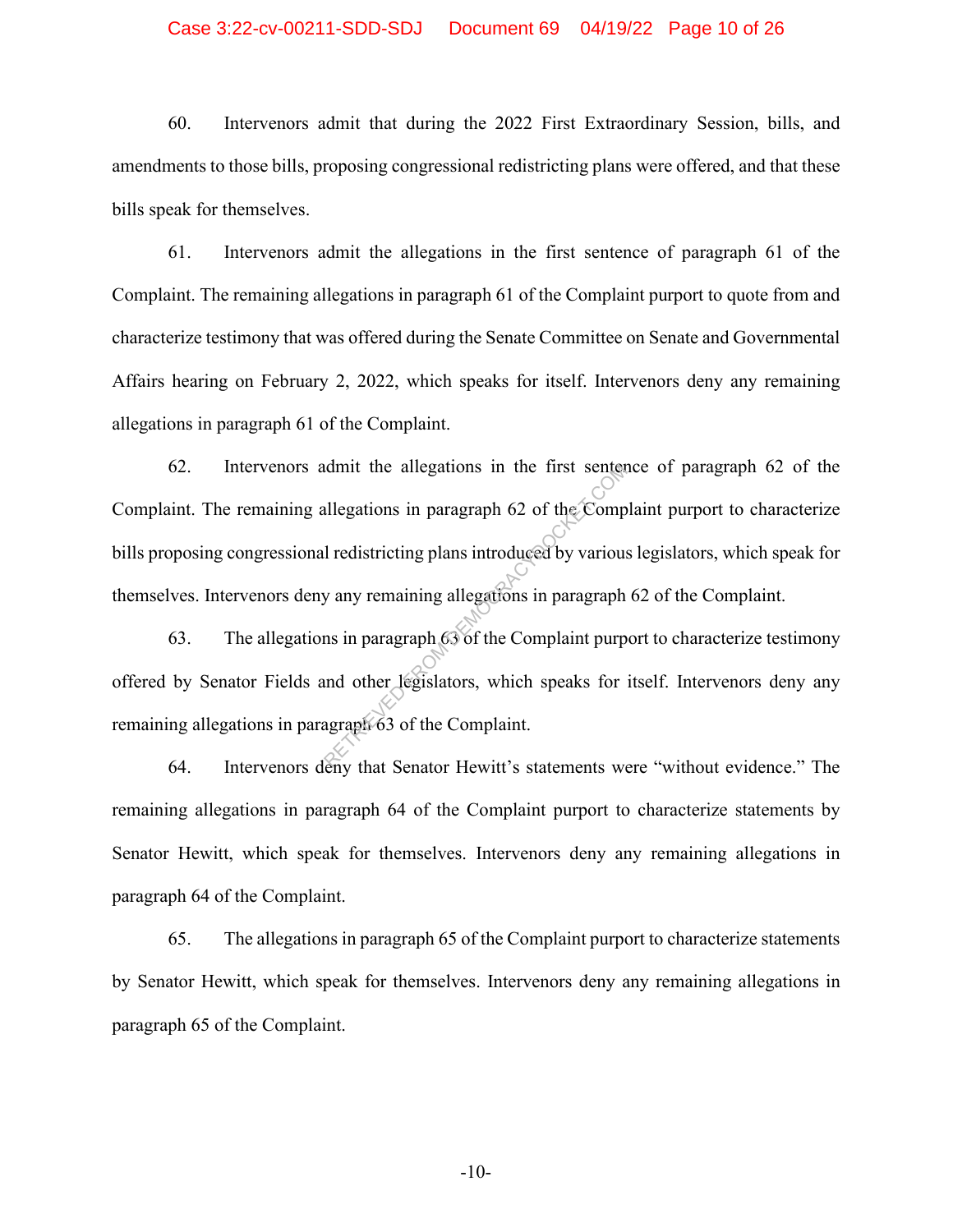60. Intervenors admit that during the 2022 First Extraordinary Session, bills, and amendments to those bills, proposing congressional redistricting plans were offered, and that these bills speak for themselves.

61. Intervenors admit the allegations in the first sentence of paragraph 61 of the Complaint. The remaining allegations in paragraph 61 of the Complaint purport to quote from and characterize testimony that was offered during the Senate Committee on Senate and Governmental Affairs hearing on February 2, 2022, which speaks for itself. Intervenors deny any remaining allegations in paragraph 61 of the Complaint.

62. Intervenors admit the allegations in the first sentence of paragraph 62 of the Complaint. The remaining allegations in paragraph 62 of the Complaint purport to characterize bills proposing congressional redistricting plans introduced by various legislators, which speak for themselves. Intervenors deny any remaining allegations in paragraph 62 of the Complaint.

63. The allegations in paragraph 63 of the Complaint purport to characterize testimony offered by Senator Fields and other legislators, which speaks for itself. Intervenors deny any remaining allegations in paragraph 63 of the Complaint.

64. Intervenors deny that Senator Hewitt's statements were "without evidence." The remaining allegations in paragraph 64 of the Complaint purport to characterize statements by Senator Hewitt, which speak for themselves. Intervenors deny any remaining allegations in paragraph 64 of the Complaint.

65. The allegations in paragraph 65 of the Complaint purport to characterize statements by Senator Hewitt, which speak for themselves. Intervenors deny any remaining allegations in paragraph 65 of the Complaint.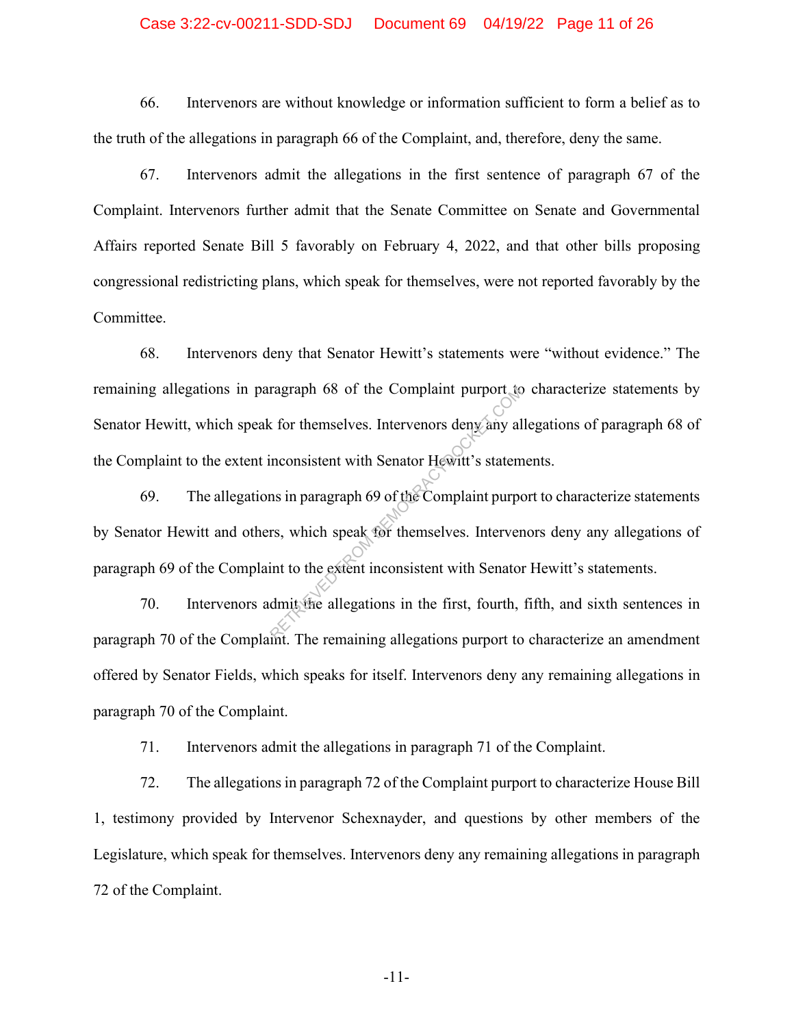66. Intervenors are without knowledge or information sufficient to form a belief as to the truth of the allegations in paragraph 66 of the Complaint, and, therefore, deny the same.

67. Intervenors admit the allegations in the first sentence of paragraph 67 of the Complaint. Intervenors further admit that the Senate Committee on Senate and Governmental Affairs reported Senate Bill 5 favorably on February 4, 2022, and that other bills proposing congressional redistricting plans, which speak for themselves, were not reported favorably by the Committee.

68. Intervenors deny that Senator Hewitt's statements were "without evidence." The remaining allegations in paragraph 68 of the Complaint purport to characterize statements by Senator Hewitt, which speak for themselves. Intervenors deny any allegations of paragraph 68 of the Complaint to the extent inconsistent with Senator Hewitt's statements.

69. The allegations in paragraph 69 of the Complaint purport to characterize statements by Senator Hewitt and others, which speak for themselves. Intervenors deny any allegations of paragraph 69 of the Complaint to the extent inconsistent with Senator Hewitt's statements.

70. Intervenors admit the allegations in the first, fourth, fifth, and sixth sentences in paragraph 70 of the Complaint. The remaining allegations purport to characterize an amendment offered by Senator Fields, which speaks for itself. Intervenors deny any remaining allegations in paragraph 70 of the Complaint.

71. Intervenors admit the allegations in paragraph 71 of the Complaint.

72. The allegations in paragraph 72 of the Complaint purport to characterize House Bill 1, testimony provided by Intervenor Schexnayder, and questions by other members of the Legislature, which speak for themselves. Intervenors deny any remaining allegations in paragraph 72 of the Complaint.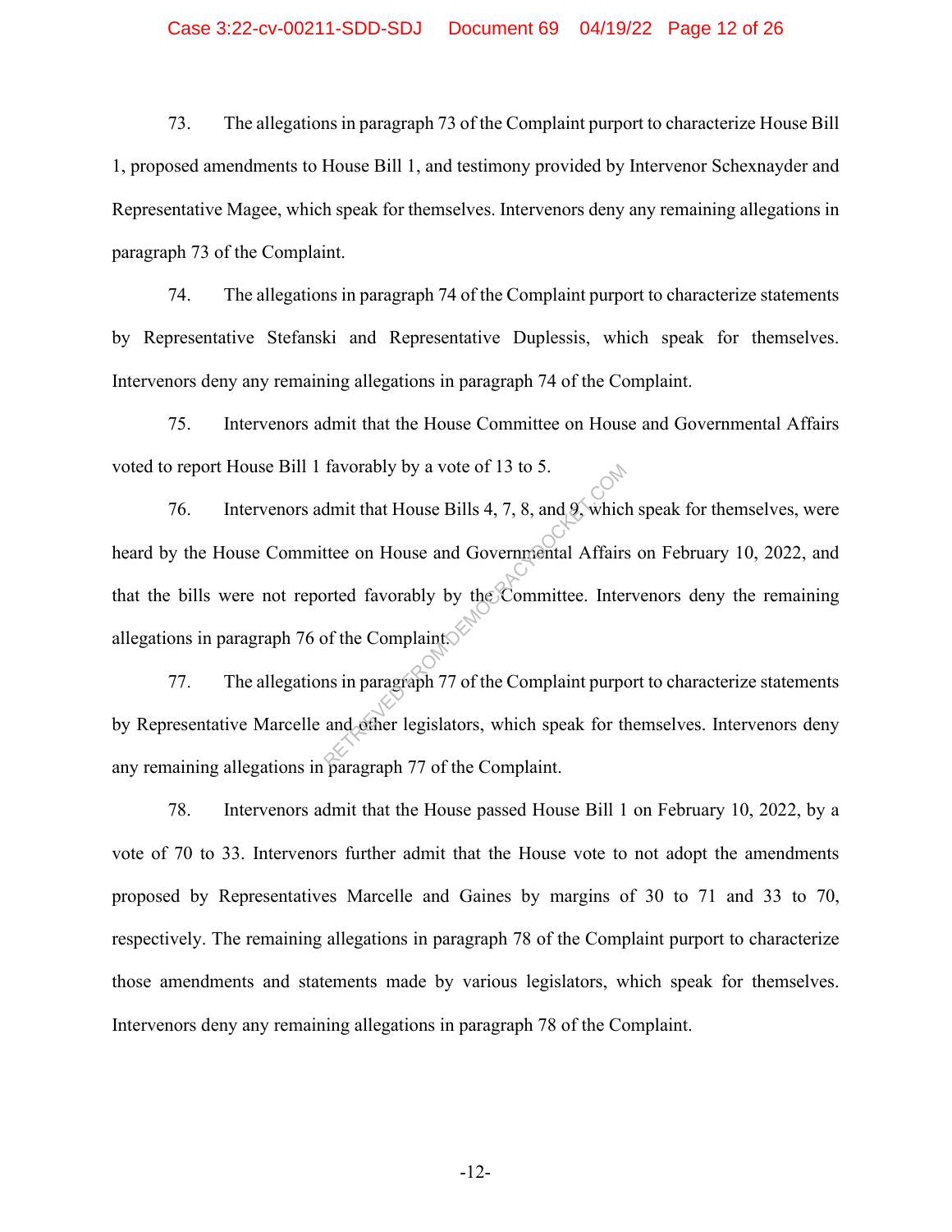73. The allegations in paragraph 73 of the Complaint purport to characterize House Bill 1, proposed amendments to House Bill 1, and testimony provided by Intervenor Schexnayder and Representative Magee, which speak for themselves. Intervenors deny any remaining allegations in paragraph 73 of the Complaint.

74. The allegations in paragraph 74 of the Complaint purport to characterize statements by Representative Stefanski and Representative Duplessis, which speak for themselves. Intervenors deny any remaining allegations in paragraph 74 of the Complaint.

75. Intervenors admit that the House Committee on House and Governmental Affairs voted to report House Bill 1 favorably by a vote of 13 to 5.

76. Intervenors admit that House Bills 4, 7, 8, and 9, which speak for themselves, were heard by the House Committee on House and Governmental Affairs on February 10, 2022, and that the bills were not reported favorably by the Committee. Intervenors deny the remaining allegations in paragraph 76 of the Complaint.

77. The allegations in paragraph 77 of the Complaint purport to characterize statements by Representative Marcelle and other legislators, which speak for themselves. Intervenors deny any remaining allegations in paragraph 77 of the Complaint.

78. Intervenors admit that the House passed House Bill 1 on February 10, 2022, by a vote of 70 to 33. Intervenors further admit that the House vote to not adopt the amendments proposed by Representatives Marcelle and Gaines by margins of 30 to 71 and 33 to 70, respectively. The remaining allegations in paragraph 78 of the Complaint purport to characterize those amendments and statements made by various legislators, which speak for themselves. Intervenors deny any remaining allegations in paragraph 78 of the Complaint.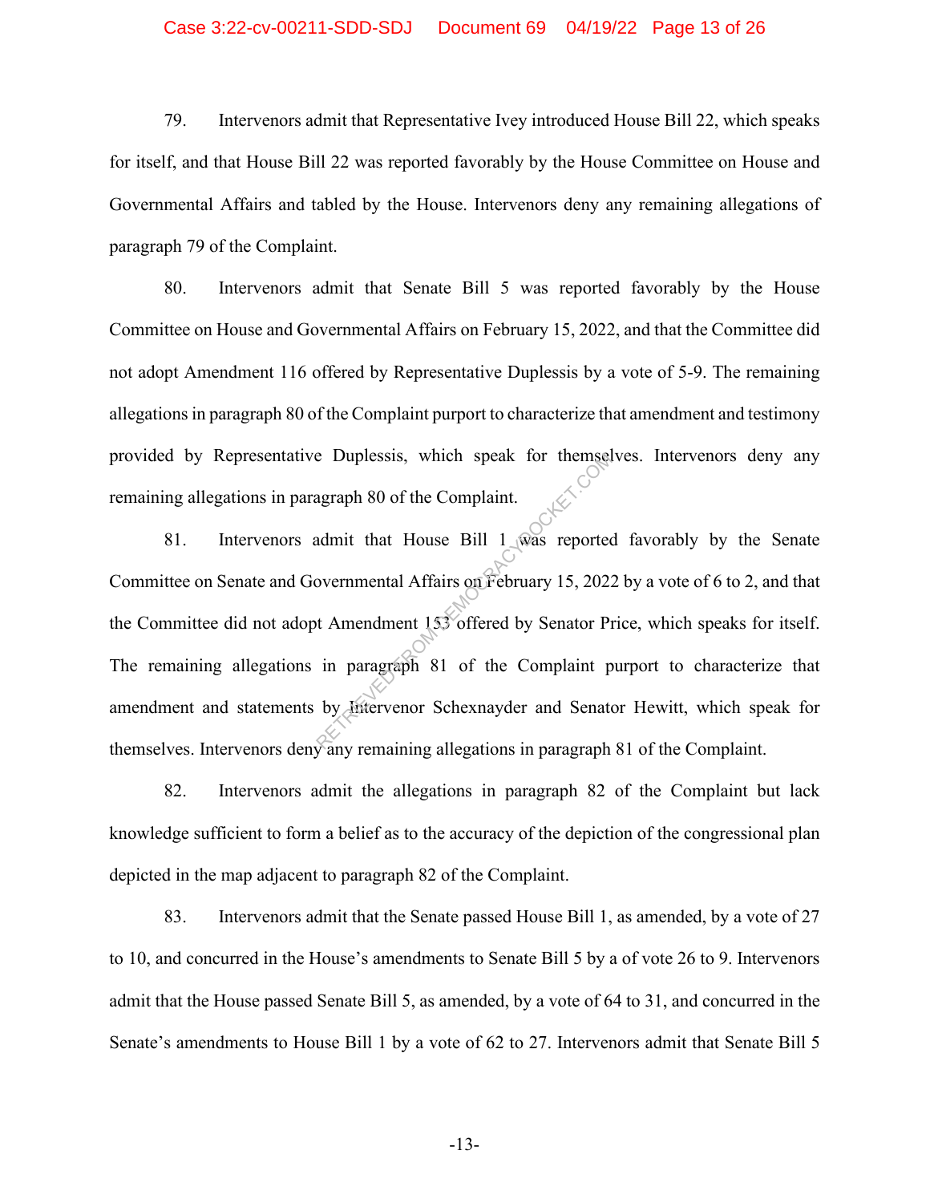79. Intervenors admit that Representative Ivey introduced House Bill 22, which speaks for itself, and that House Bill 22 was reported favorably by the House Committee on House and Governmental Affairs and tabled by the House. Intervenors deny any remaining allegations of paragraph 79 of the Complaint.

80. Intervenors admit that Senate Bill 5 was reported favorably by the House Committee on House and Governmental Affairs on February 15, 2022, and that the Committee did not adopt Amendment 116 offered by Representative Duplessis by a vote of 5-9. The remaining allegations in paragraph 80 of the Complaint purport to characterize that amendment and testimony provided by Representative Duplessis, which speak for themselves. Intervenors deny any remaining allegations in paragraph 80 of the Complaint.

81. Intervenors admit that House Bill 1 was reported favorably by the Senate Committee on Senate and Governmental Affairs on February 15, 2022 by a vote of 6 to 2, and that the Committee did not adopt Amendment 153 offered by Senator Price, which speaks for itself. The remaining allegations in paragraph 81 of the Complaint purport to characterize that amendment and statements by Intervenor Schexnayder and Senator Hewitt, which speak for themselves. Intervenors deny any remaining allegations in paragraph 81 of the Complaint.

82. Intervenors admit the allegations in paragraph 82 of the Complaint but lack knowledge sufficient to form a belief as to the accuracy of the depiction of the congressional plan depicted in the map adjacent to paragraph 82 of the Complaint.

83. Intervenors admit that the Senate passed House Bill 1, as amended, by a vote of 27 to 10, and concurred in the House's amendments to Senate Bill 5 by a of vote 26 to 9. Intervenors admit that the House passed Senate Bill 5, as amended, by a vote of 64 to 31, and concurred in the Senate's amendments to House Bill 1 by a vote of 62 to 27. Intervenors admit that Senate Bill 5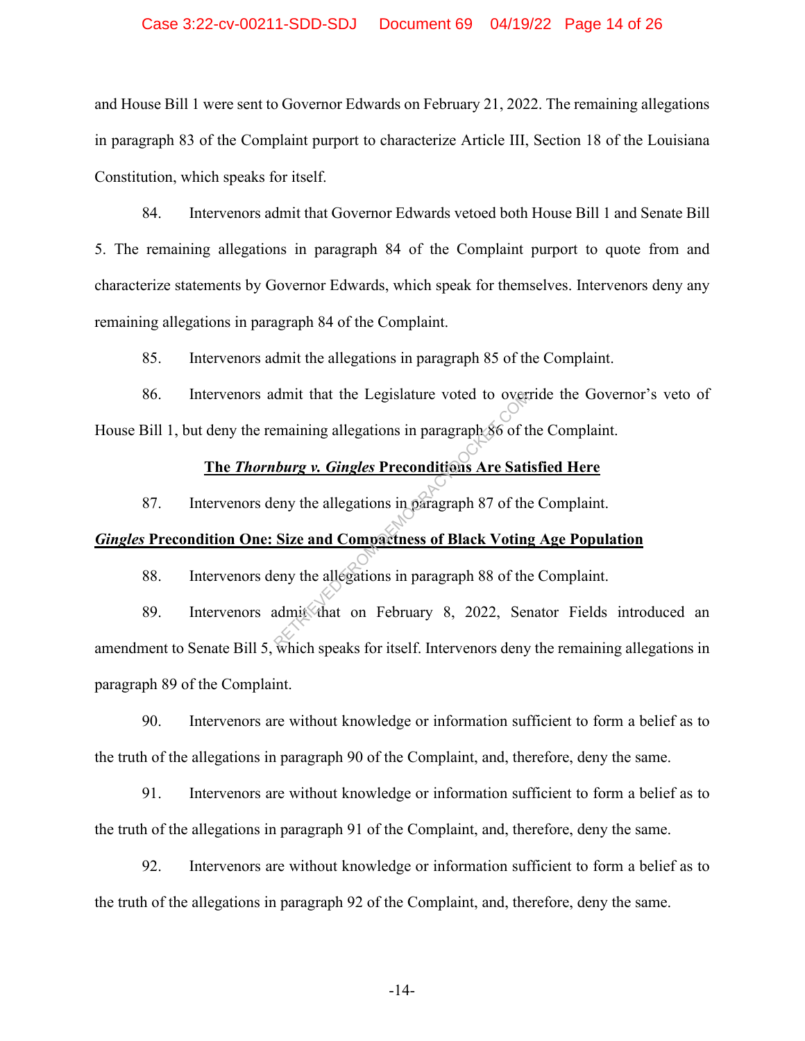and House Bill 1 were sent to Governor Edwards on February 21, 2022. The remaining allegations in paragraph 83 of the Complaint purport to characterize Article III, Section 18 of the Louisiana Constitution, which speaks for itself.

84. Intervenors admit that Governor Edwards vetoed both House Bill 1 and Senate Bill 5. The remaining allegations in paragraph 84 of the Complaint purport to quote from and characterize statements by Governor Edwards, which speak for themselves. Intervenors deny any remaining allegations in paragraph 84 of the Complaint.

85. Intervenors admit the allegations in paragraph 85 of the Complaint.

86. Intervenors admit that the Legislature voted to override the Governor's veto of House Bill 1, but deny the remaining allegations in paragraph 86 of the Complaint.

**The *Thornburg v. Gingles* Preconditions Are Satisfied Here**

87. Intervenors deny the allegations in paragraph 87 of the Complaint.

***Gingles* Precondition One: Size and Compactness of Black Voting Age Population**

88. Intervenors deny the allegations in paragraph 88 of the Complaint.

89. Intervenors admit that on February 8, 2022, Senator Fields introduced an amendment to Senate Bill 5, which speaks for itself. Intervenors deny the remaining allegations in paragraph 89 of the Complaint.

90. Intervenors are without knowledge or information sufficient to form a belief as to the truth of the allegations in paragraph 90 of the Complaint, and, therefore, deny the same.

91. Intervenors are without knowledge or information sufficient to form a belief as to the truth of the allegations in paragraph 91 of the Complaint, and, therefore, deny the same.

92. Intervenors are without knowledge or information sufficient to form a belief as to the truth of the allegations in paragraph 92 of the Complaint, and, therefore, deny the same.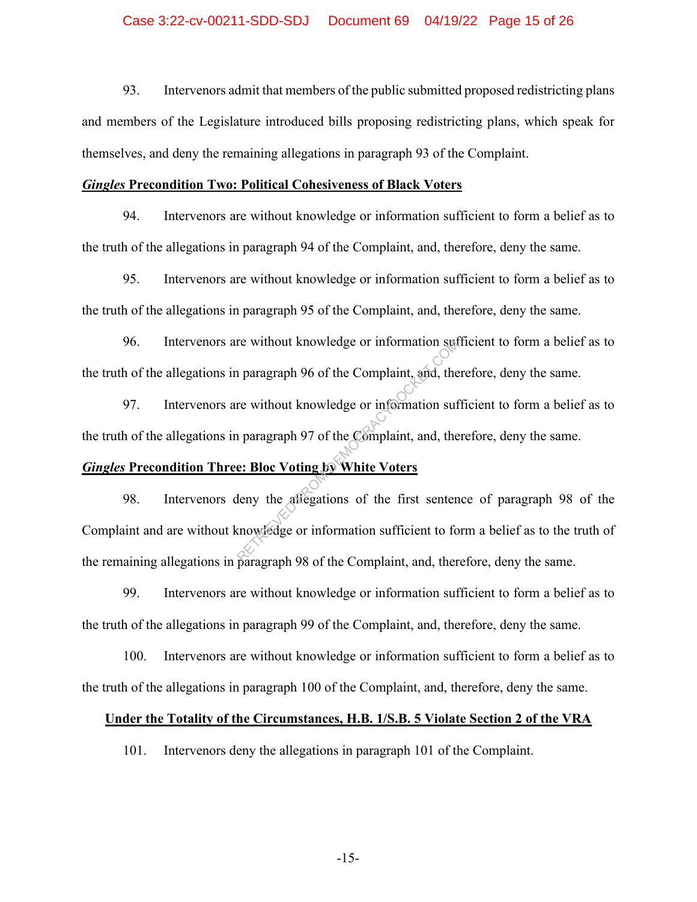93. Intervenors admit that members of the public submitted proposed redistricting plans and members of the Legislature introduced bills proposing redistricting plans, which speak for themselves, and deny the remaining allegations in paragraph 93 of the Complaint.

***Gingles*** **Precondition Two: Political Cohesiveness of Black Voters**

94. Intervenors are without knowledge or information sufficient to form a belief as to the truth of the allegations in paragraph 94 of the Complaint, and, therefore, deny the same.

95. Intervenors are without knowledge or information sufficient to form a belief as to the truth of the allegations in paragraph 95 of the Complaint, and, therefore, deny the same.

96. Intervenors are without knowledge or information sufficient to form a belief as to the truth of the allegations in paragraph 96 of the Complaint, and, therefore, deny the same.

97. Intervenors are without knowledge or information sufficient to form a belief as to the truth of the allegations in paragraph 97 of the Complaint, and, therefore, deny the same.

***Gingles*** **Precondition Three: Bloc Voting by White Voters**

98. Intervenors deny the allegations of the first sentence of paragraph 98 of the Complaint and are without knowledge or information sufficient to form a belief as to the truth of the remaining allegations in paragraph 98 of the Complaint, and, therefore, deny the same.

99. Intervenors are without knowledge or information sufficient to form a belief as to the truth of the allegations in paragraph 99 of the Complaint, and, therefore, deny the same.

100. Intervenors are without knowledge or information sufficient to form a belief as to the truth of the allegations in paragraph 100 of the Complaint, and, therefore, deny the same.

**Under the Totality of the Circumstances, H.B. 1/S.B. 5 Violate Section 2 of the VRA**

101. Intervenors deny the allegations in paragraph 101 of the Complaint.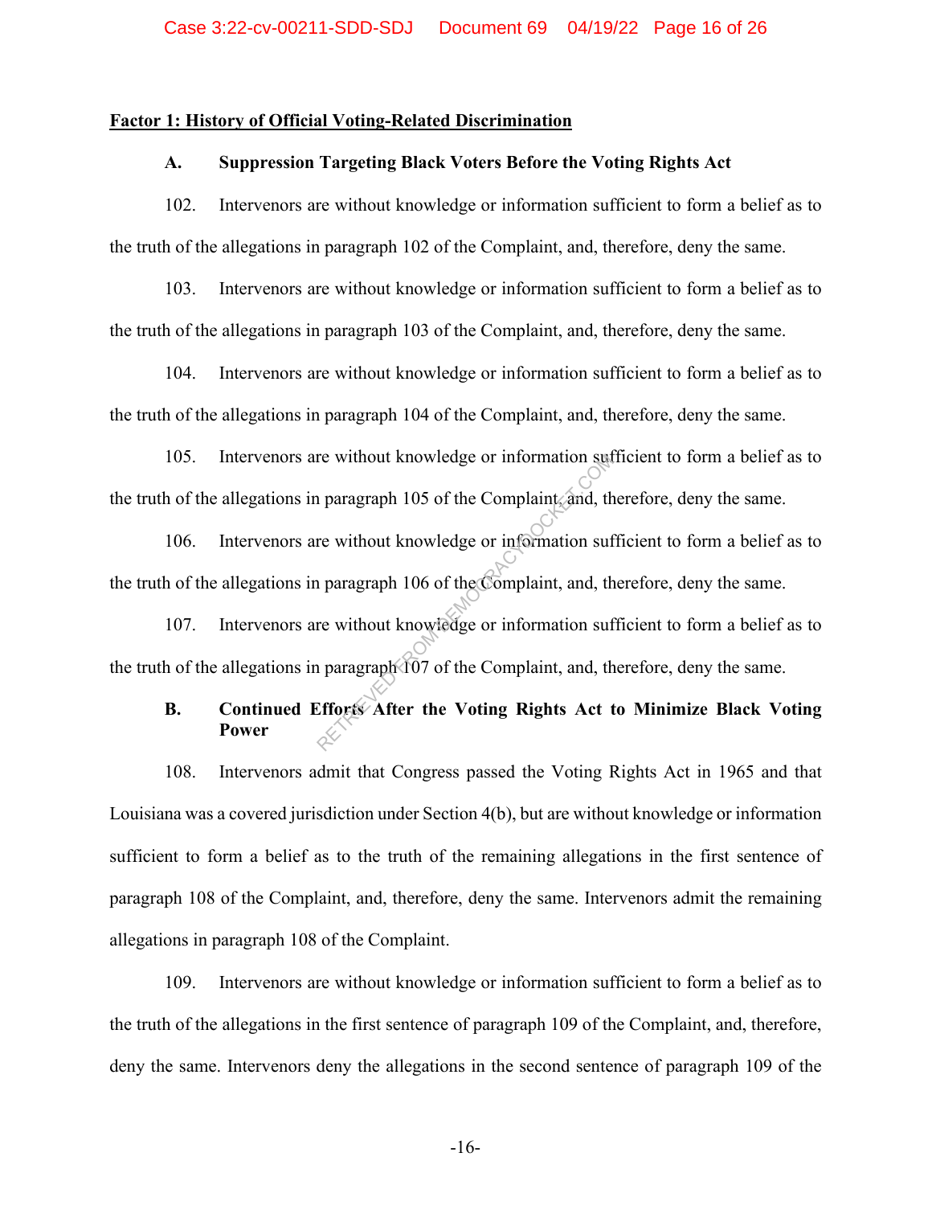**Factor 1: History of Official Voting-Related Discrimination**

**A. Suppression Targeting Black Voters Before the Voting Rights Act**

102. Intervenors are without knowledge or information sufficient to form a belief as to the truth of the allegations in paragraph 102 of the Complaint, and, therefore, deny the same.

103. Intervenors are without knowledge or information sufficient to form a belief as to the truth of the allegations in paragraph 103 of the Complaint, and, therefore, deny the same.

104. Intervenors are without knowledge or information sufficient to form a belief as to the truth of the allegations in paragraph 104 of the Complaint, and, therefore, deny the same.

105. Intervenors are without knowledge or information sufficient to form a belief as to the truth of the allegations in paragraph 105 of the Complaint, and, therefore, deny the same.

106. Intervenors are without knowledge or information sufficient to form a belief as to the truth of the allegations in paragraph 106 of the Complaint, and, therefore, deny the same.

107. Intervenors are without knowledge or information sufficient to form a belief as to the truth of the allegations in paragraph 107 of the Complaint, and, therefore, deny the same.

**B. Continued Efforts After the Voting Rights Act to Minimize Black Voting Power**

108. Intervenors admit that Congress passed the Voting Rights Act in 1965 and that Louisiana was a covered jurisdiction under Section 4(b), but are without knowledge or information sufficient to form a belief as to the truth of the remaining allegations in the first sentence of paragraph 108 of the Complaint, and, therefore, deny the same. Intervenors admit the remaining allegations in paragraph 108 of the Complaint.

109. Intervenors are without knowledge or information sufficient to form a belief as to the truth of the allegations in the first sentence of paragraph 109 of the Complaint, and, therefore, deny the same. Intervenors deny the allegations in the second sentence of paragraph 109 of the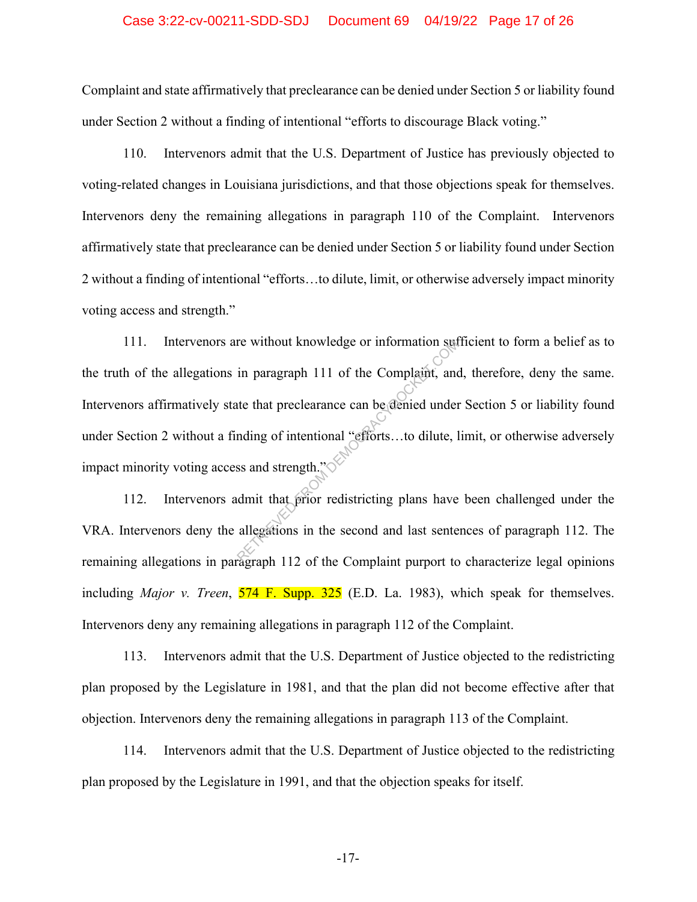Complaint and state affirmatively that preclearance can be denied under Section 5 or liability found under Section 2 without a finding of intentional "efforts to discourage Black voting."

110. Intervenors admit that the U.S. Department of Justice has previously objected to voting-related changes in Louisiana jurisdictions, and that those objections speak for themselves. Intervenors deny the remaining allegations in paragraph 110 of the Complaint. Intervenors affirmatively state that preclearance can be denied under Section 5 or liability found under Section 2 without a finding of intentional "efforts…to dilute, limit, or otherwise adversely impact minority voting access and strength."

111. Intervenors are without knowledge or information sufficient to form a belief as to the truth of the allegations in paragraph 111 of the Complaint, and, therefore, deny the same. Intervenors affirmatively state that preclearance can be denied under Section 5 or liability found under Section 2 without a finding of intentional "efforts…to dilute, limit, or otherwise adversely impact minority voting access and strength."

112. Intervenors admit that prior redistricting plans have been challenged under the VRA. Intervenors deny the allegations in the second and last sentences of paragraph 112. The remaining allegations in paragraph 112 of the Complaint purport to characterize legal opinions including *Major v. Treen*, 574 F. Supp. 325 (E.D. La. 1983), which speak for themselves. Intervenors deny any remaining allegations in paragraph 112 of the Complaint.

113. Intervenors admit that the U.S. Department of Justice objected to the redistricting plan proposed by the Legislature in 1981, and that the plan did not become effective after that objection. Intervenors deny the remaining allegations in paragraph 113 of the Complaint.

114. Intervenors admit that the U.S. Department of Justice objected to the redistricting plan proposed by the Legislature in 1991, and that the objection speaks for itself.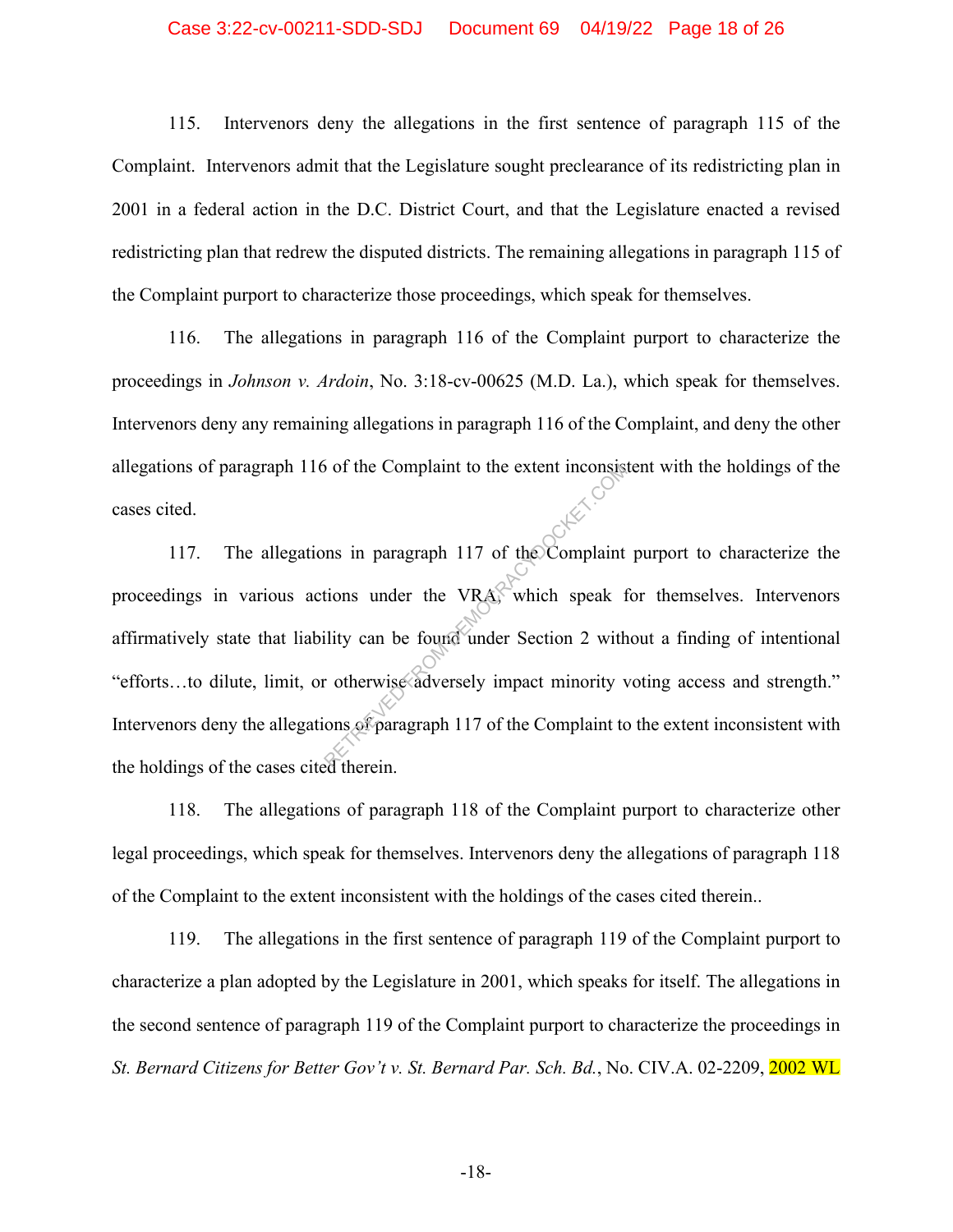115. Intervenors deny the allegations in the first sentence of paragraph 115 of the Complaint. Intervenors admit that the Legislature sought preclearance of its redistricting plan in 2001 in a federal action in the D.C. District Court, and that the Legislature enacted a revised redistricting plan that redrew the disputed districts. The remaining allegations in paragraph 115 of the Complaint purport to characterize those proceedings, which speak for themselves.

116. The allegations in paragraph 116 of the Complaint purport to characterize the proceedings in *Johnson v. Ardoin*, No. 3:18-cv-00625 (M.D. La.), which speak for themselves. Intervenors deny any remaining allegations in paragraph 116 of the Complaint, and deny the other allegations of paragraph 116 of the Complaint to the extent inconsistent with the holdings of the cases cited.

117. The allegations in paragraph 117 of the Complaint purport to characterize the proceedings in various actions under the VRA, which speak for themselves. Intervenors affirmatively state that liability can be found under Section 2 without a finding of intentional "efforts…to dilute, limit, or otherwise adversely impact minority voting access and strength." Intervenors deny the allegations of paragraph 117 of the Complaint to the extent inconsistent with the holdings of the cases cited therein.

118. The allegations of paragraph 118 of the Complaint purport to characterize other legal proceedings, which speak for themselves. Intervenors deny the allegations of paragraph 118 of the Complaint to the extent inconsistent with the holdings of the cases cited therein..

119. The allegations in the first sentence of paragraph 119 of the Complaint purport to characterize a plan adopted by the Legislature in 2001, which speaks for itself. The allegations in the second sentence of paragraph 119 of the Complaint purport to characterize the proceedings in *St. Bernard Citizens for Better Gov't v. St. Bernard Par. Sch. Bd.*, No. CIV.A. 02-2209, 2002 WL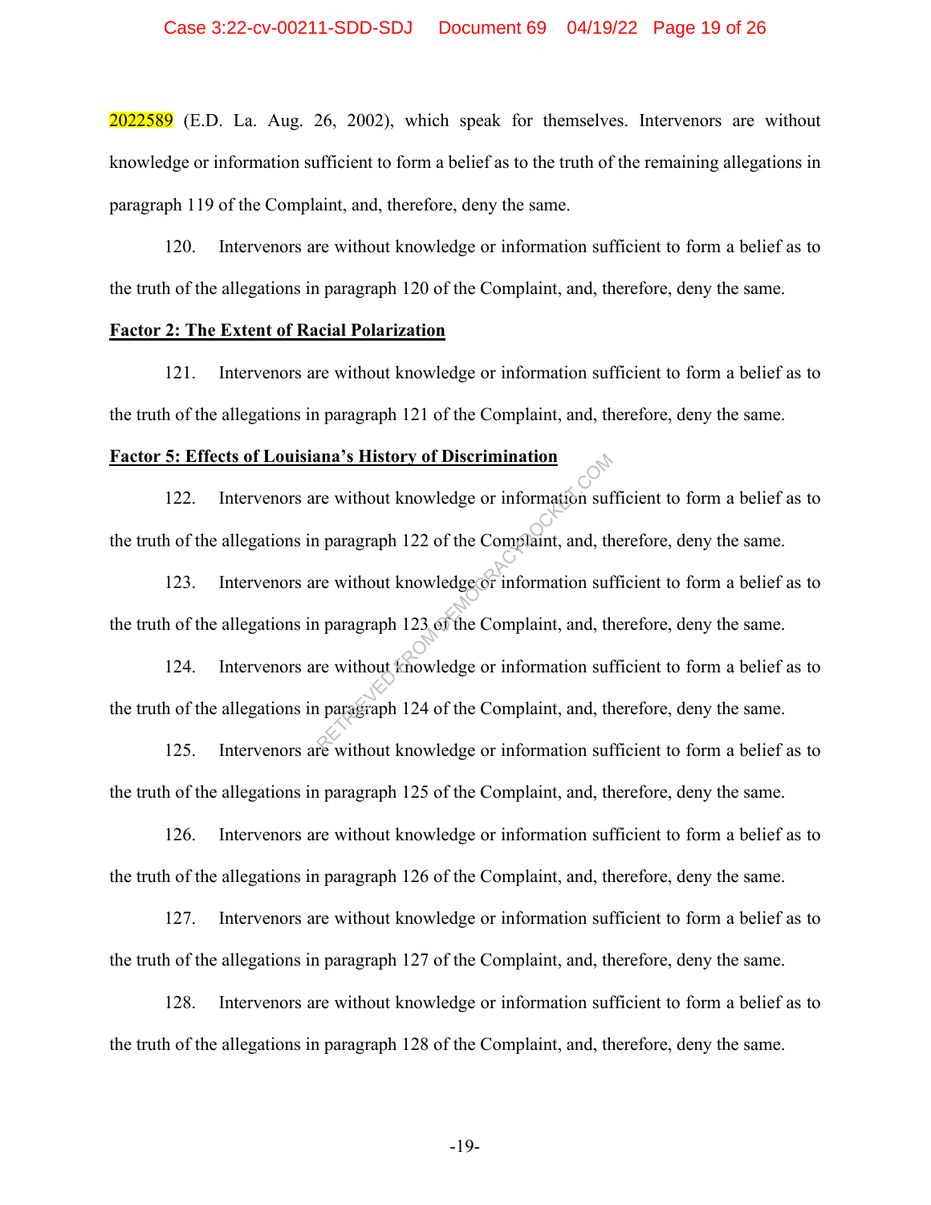2022589 (E.D. La. Aug. 26, 2002), which speak for themselves. Intervenors are without knowledge or information sufficient to form a belief as to the truth of the remaining allegations in paragraph 119 of the Complaint, and, therefore, deny the same.

120. Intervenors are without knowledge or information sufficient to form a belief as to the truth of the allegations in paragraph 120 of the Complaint, and, therefore, deny the same.

**Factor 2: The Extent of Racial Polarization**

121. Intervenors are without knowledge or information sufficient to form a belief as to the truth of the allegations in paragraph 121 of the Complaint, and, therefore, deny the same.

**Factor 5: Effects of Louisiana's History of Discrimination**

122. Intervenors are without knowledge or information sufficient to form a belief as to the truth of the allegations in paragraph 122 of the Complaint, and, therefore, deny the same.

123. Intervenors are without knowledge or information sufficient to form a belief as to the truth of the allegations in paragraph 123 of the Complaint, and, therefore, deny the same.

124. Intervenors are without knowledge or information sufficient to form a belief as to the truth of the allegations in paragraph 124 of the Complaint, and, therefore, deny the same.

125. Intervenors are without knowledge or information sufficient to form a belief as to the truth of the allegations in paragraph 125 of the Complaint, and, therefore, deny the same.

126. Intervenors are without knowledge or information sufficient to form a belief as to the truth of the allegations in paragraph 126 of the Complaint, and, therefore, deny the same.

127. Intervenors are without knowledge or information sufficient to form a belief as to the truth of the allegations in paragraph 127 of the Complaint, and, therefore, deny the same.

128. Intervenors are without knowledge or information sufficient to form a belief as to the truth of the allegations in paragraph 128 of the Complaint, and, therefore, deny the same.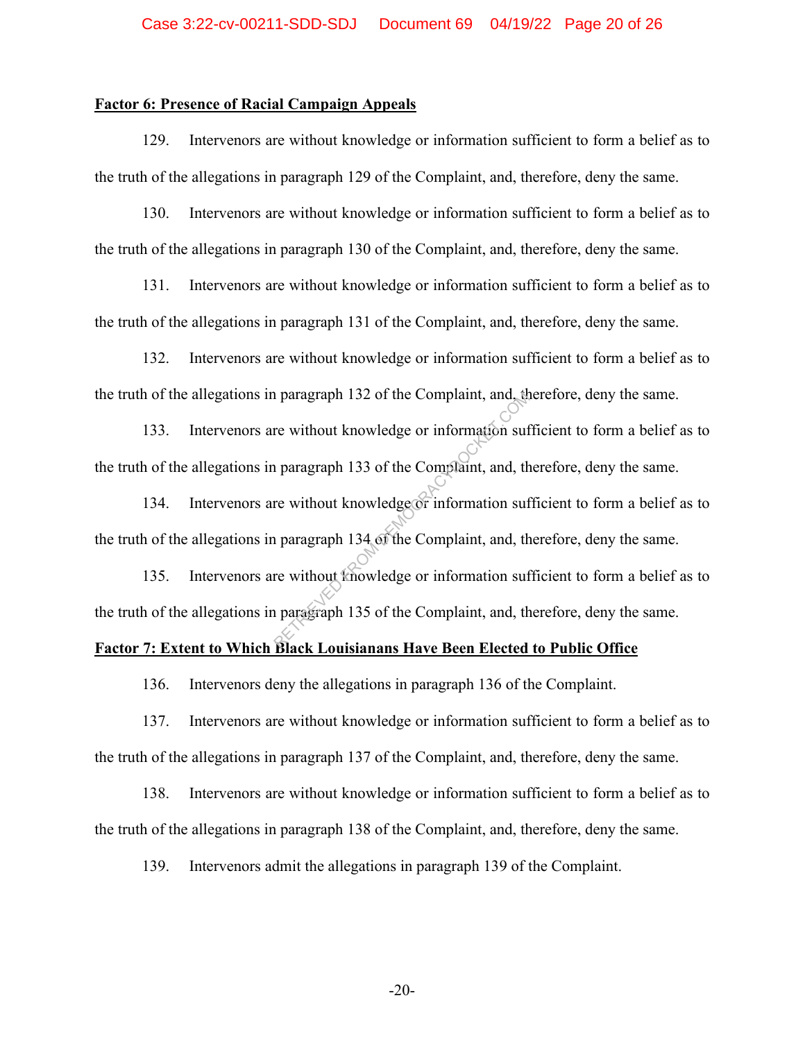**Factor 6: Presence of Racial Campaign Appeals**

129. Intervenors are without knowledge or information sufficient to form a belief as to the truth of the allegations in paragraph 129 of the Complaint, and, therefore, deny the same.

130. Intervenors are without knowledge or information sufficient to form a belief as to the truth of the allegations in paragraph 130 of the Complaint, and, therefore, deny the same.

131. Intervenors are without knowledge or information sufficient to form a belief as to the truth of the allegations in paragraph 131 of the Complaint, and, therefore, deny the same.

132. Intervenors are without knowledge or information sufficient to form a belief as to the truth of the allegations in paragraph 132 of the Complaint, and, therefore, deny the same.

133. Intervenors are without knowledge or information sufficient to form a belief as to the truth of the allegations in paragraph 133 of the Complaint, and, therefore, deny the same.

134. Intervenors are without knowledge or information sufficient to form a belief as to the truth of the allegations in paragraph 134 of the Complaint, and, therefore, deny the same.

135. Intervenors are without knowledge or information sufficient to form a belief as to the truth of the allegations in paragraph 135 of the Complaint, and, therefore, deny the same.

**Factor 7: Extent to Which Black Louisianans Have Been Elected to Public Office**

136. Intervenors deny the allegations in paragraph 136 of the Complaint.

137. Intervenors are without knowledge or information sufficient to form a belief as to the truth of the allegations in paragraph 137 of the Complaint, and, therefore, deny the same.

138. Intervenors are without knowledge or information sufficient to form a belief as to the truth of the allegations in paragraph 138 of the Complaint, and, therefore, deny the same.

139. Intervenors admit the allegations in paragraph 139 of the Complaint.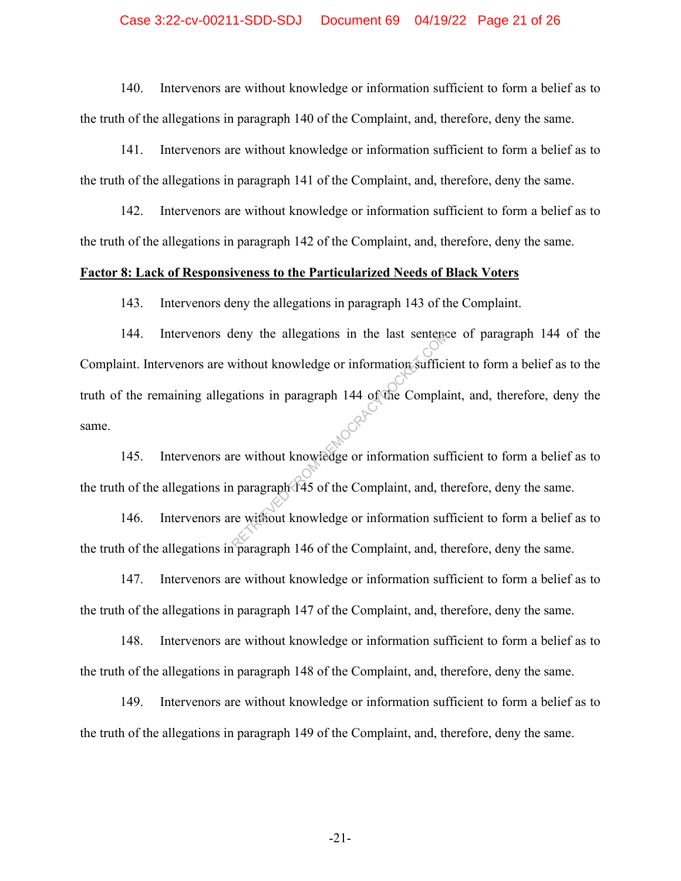140. Intervenors are without knowledge or information sufficient to form a belief as to the truth of the allegations in paragraph 140 of the Complaint, and, therefore, deny the same.

141. Intervenors are without knowledge or information sufficient to form a belief as to the truth of the allegations in paragraph 141 of the Complaint, and, therefore, deny the same.

142. Intervenors are without knowledge or information sufficient to form a belief as to the truth of the allegations in paragraph 142 of the Complaint, and, therefore, deny the same.

**Factor 8: Lack of Responsiveness to the Particularized Needs of Black Voters**

143. Intervenors deny the allegations in paragraph 143 of the Complaint.

144. Intervenors deny the allegations in the last sentence of paragraph 144 of the Complaint. Intervenors are without knowledge or information sufficient to form a belief as to the truth of the remaining allegations in paragraph 144 of the Complaint, and, therefore, deny the same.

145. Intervenors are without knowledge or information sufficient to form a belief as to the truth of the allegations in paragraph 145 of the Complaint, and, therefore, deny the same.

146. Intervenors are without knowledge or information sufficient to form a belief as to the truth of the allegations in paragraph 146 of the Complaint, and, therefore, deny the same.

147. Intervenors are without knowledge or information sufficient to form a belief as to the truth of the allegations in paragraph 147 of the Complaint, and, therefore, deny the same.

148. Intervenors are without knowledge or information sufficient to form a belief as to the truth of the allegations in paragraph 148 of the Complaint, and, therefore, deny the same.

149. Intervenors are without knowledge or information sufficient to form a belief as to the truth of the allegations in paragraph 149 of the Complaint, and, therefore, deny the same.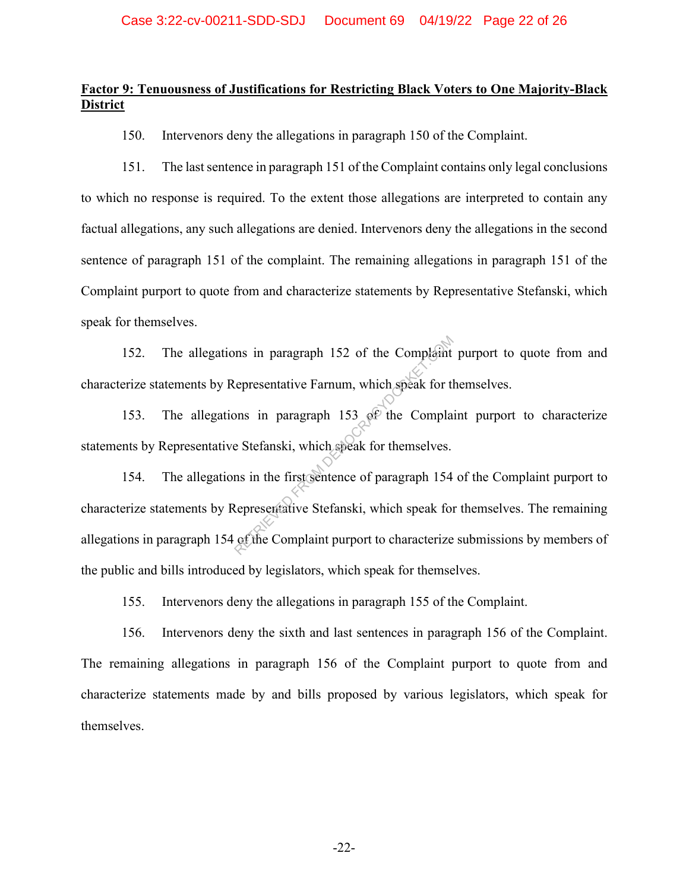**Factor 9: Tenuousness of Justifications for Restricting Black Voters to One Majority-Black District**

150. Intervenors deny the allegations in paragraph 150 of the Complaint.

151. The last sentence in paragraph 151 of the Complaint contains only legal conclusions to which no response is required. To the extent those allegations are interpreted to contain any factual allegations, any such allegations are denied. Intervenors deny the allegations in the second sentence of paragraph 151 of the complaint. The remaining allegations in paragraph 151 of the Complaint purport to quote from and characterize statements by Representative Stefanski, which speak for themselves.

152. The allegations in paragraph 152 of the Complaint purport to quote from and characterize statements by Representative Farnum, which speak for themselves.

153. The allegations in paragraph 153 of the Complaint purport to characterize statements by Representative Stefanski, which speak for themselves.

154. The allegations in the first sentence of paragraph 154 of the Complaint purport to characterize statements by Representative Stefanski, which speak for themselves. The remaining allegations in paragraph 154 of the Complaint purport to characterize submissions by members of the public and bills introduced by legislators, which speak for themselves.

155. Intervenors deny the allegations in paragraph 155 of the Complaint.

156. Intervenors deny the sixth and last sentences in paragraph 156 of the Complaint. The remaining allegations in paragraph 156 of the Complaint purport to quote from and characterize statements made by and bills proposed by various legislators, which speak for themselves.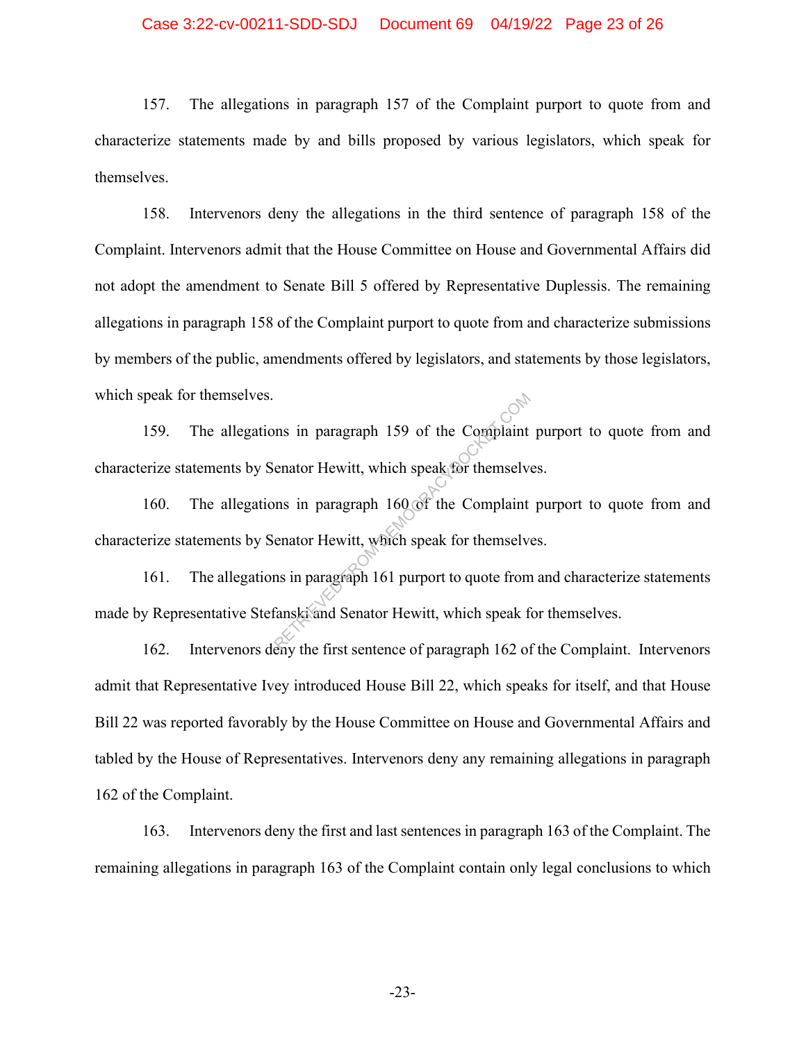157. The allegations in paragraph 157 of the Complaint purport to quote from and characterize statements made by and bills proposed by various legislators, which speak for themselves.

158. Intervenors deny the allegations in the third sentence of paragraph 158 of the Complaint. Intervenors admit that the House Committee on House and Governmental Affairs did not adopt the amendment to Senate Bill 5 offered by Representative Duplessis. The remaining allegations in paragraph 158 of the Complaint purport to quote from and characterize submissions by members of the public, amendments offered by legislators, and statements by those legislators, which speak for themselves.

159. The allegations in paragraph 159 of the Complaint purport to quote from and characterize statements by Senator Hewitt, which speak for themselves.

160. The allegations in paragraph 160 of the Complaint purport to quote from and characterize statements by Senator Hewitt, which speak for themselves.

161. The allegations in paragraph 161 purport to quote from and characterize statements made by Representative Stefanski and Senator Hewitt, which speak for themselves.

162. Intervenors deny the first sentence of paragraph 162 of the Complaint. Intervenors admit that Representative Ivey introduced House Bill 22, which speaks for itself, and that House Bill 22 was reported favorably by the House Committee on House and Governmental Affairs and tabled by the House of Representatives. Intervenors deny any remaining allegations in paragraph 162 of the Complaint.

163. Intervenors deny the first and last sentences in paragraph 163 of the Complaint. The remaining allegations in paragraph 163 of the Complaint contain only legal conclusions to which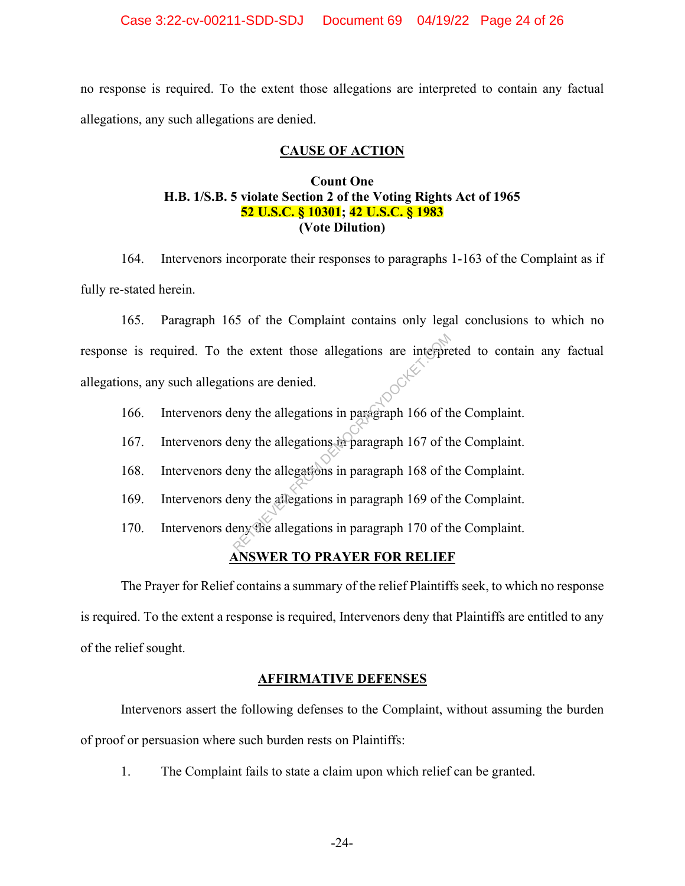no response is required. To the extent those allegations are interpreted to contain any factual allegations, any such allegations are denied.

## CAUSE OF ACTION

### Count One
### H.B. 1/S.B. 5 violate Section 2 of the Voting Rights Act of 1965
### 52 U.S.C. § 10301; 42 U.S.C. § 1983
### (Vote Dilution)

164. Intervenors incorporate their responses to paragraphs 1-163 of the Complaint as if fully re-stated herein.

165. Paragraph 165 of the Complaint contains only legal conclusions to which no response is required. To the extent those allegations are interpreted to contain any factual allegations, any such allegations are denied.

166. Intervenors deny the allegations in paragraph 166 of the Complaint.

167. Intervenors deny the allegations in paragraph 167 of the Complaint.

168. Intervenors deny the allegations in paragraph 168 of the Complaint.

169. Intervenors deny the allegations in paragraph 169 of the Complaint.

170. Intervenors deny the allegations in paragraph 170 of the Complaint.

## ANSWER TO PRAYER FOR RELIEF

The Prayer for Relief contains a summary of the relief Plaintiffs seek, to which no response is required. To the extent a response is required, Intervenors deny that Plaintiffs are entitled to any of the relief sought.

## AFFIRMATIVE DEFENSES

Intervenors assert the following defenses to the Complaint, without assuming the burden of proof or persuasion where such burden rests on Plaintiffs:

1. The Complaint fails to state a claim upon which relief can be granted.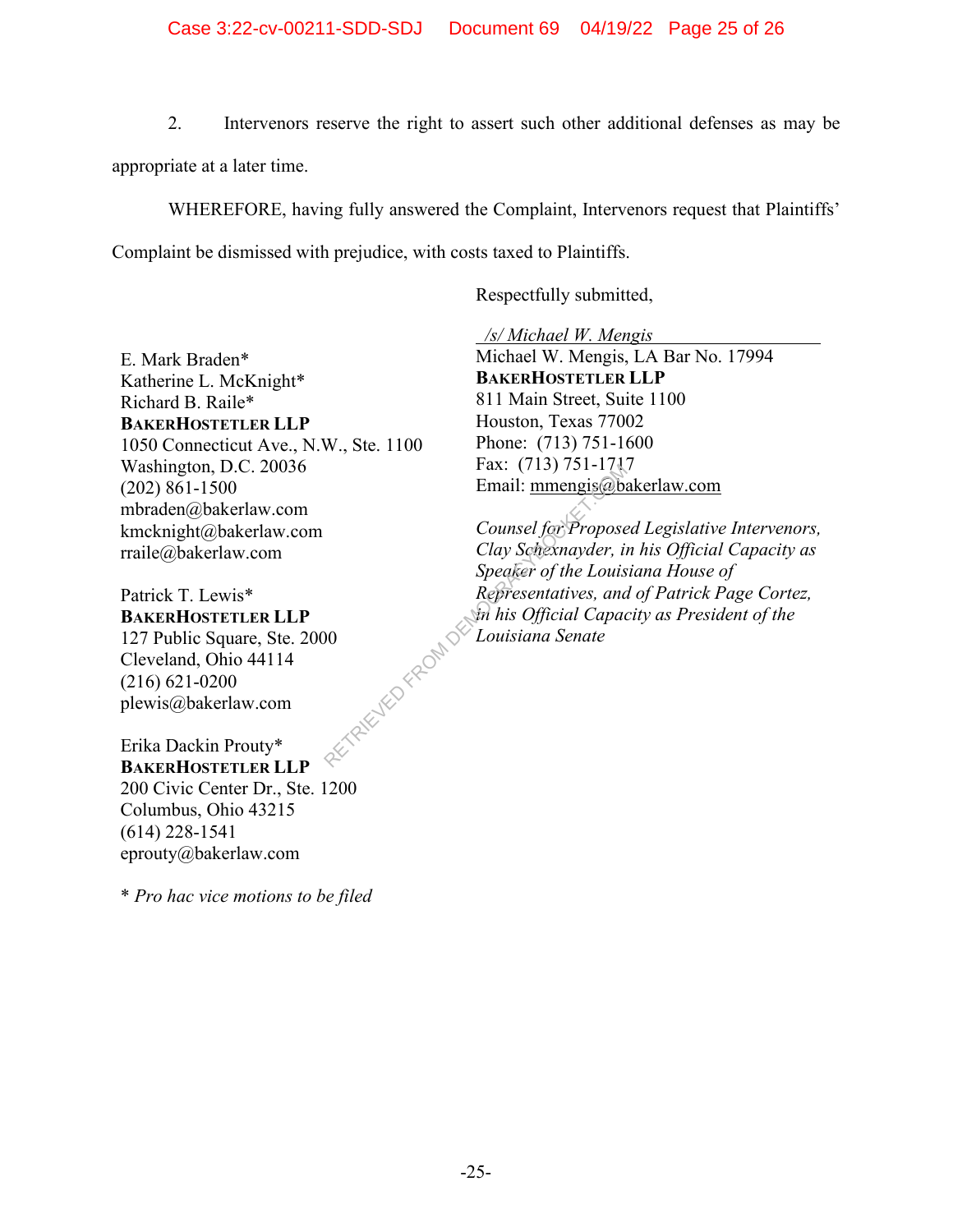2. Intervenors reserve the right to assert such other additional defenses as may be appropriate at a later time.

WHEREFORE, having fully answered the Complaint, Intervenors request that Plaintiffs' Complaint be dismissed with prejudice, with costs taxed to Plaintiffs.

Respectfully submitted,

*/s/ Michael W. Mengis*
Michael W. Mengis, LA Bar No. 17994
**BAKERHOSTETLER LLP**
811 Main Street, Suite 1100
Houston, Texas 77002
Phone: (713) 751-1600
Fax: (713) 751-1717
Email: mmengis@bakerlaw.com

*Counsel for Proposed Legislative Intervenors, Clay Schexnayder, in his Official Capacity as Speaker of the Louisiana House of Representatives, and of Patrick Page Cortez, in his Official Capacity as President of the Louisiana Senate*

E. Mark Braden*
Katherine L. McKnight*
Richard B. Raile*
**BAKERHOSTETLER LLP**
1050 Connecticut Ave., N.W., Ste. 1100
Washington, D.C. 20036
(202) 861-1500
mbraden@bakerlaw.com
kmcknight@bakerlaw.com
rraile@bakerlaw.com

Patrick T. Lewis*
**BAKERHOSTETLER LLP**
127 Public Square, Ste. 2000
Cleveland, Ohio 44114
(216) 621-0200
plewis@bakerlaw.com

Erika Dackin Prouty*
**BAKERHOSTETLER LLP**
200 Civic Center Dr., Ste. 1200
Columbus, Ohio 43215
(614) 228-1541
eprouty@bakerlaw.com

* *Pro hac vice motions to be filed*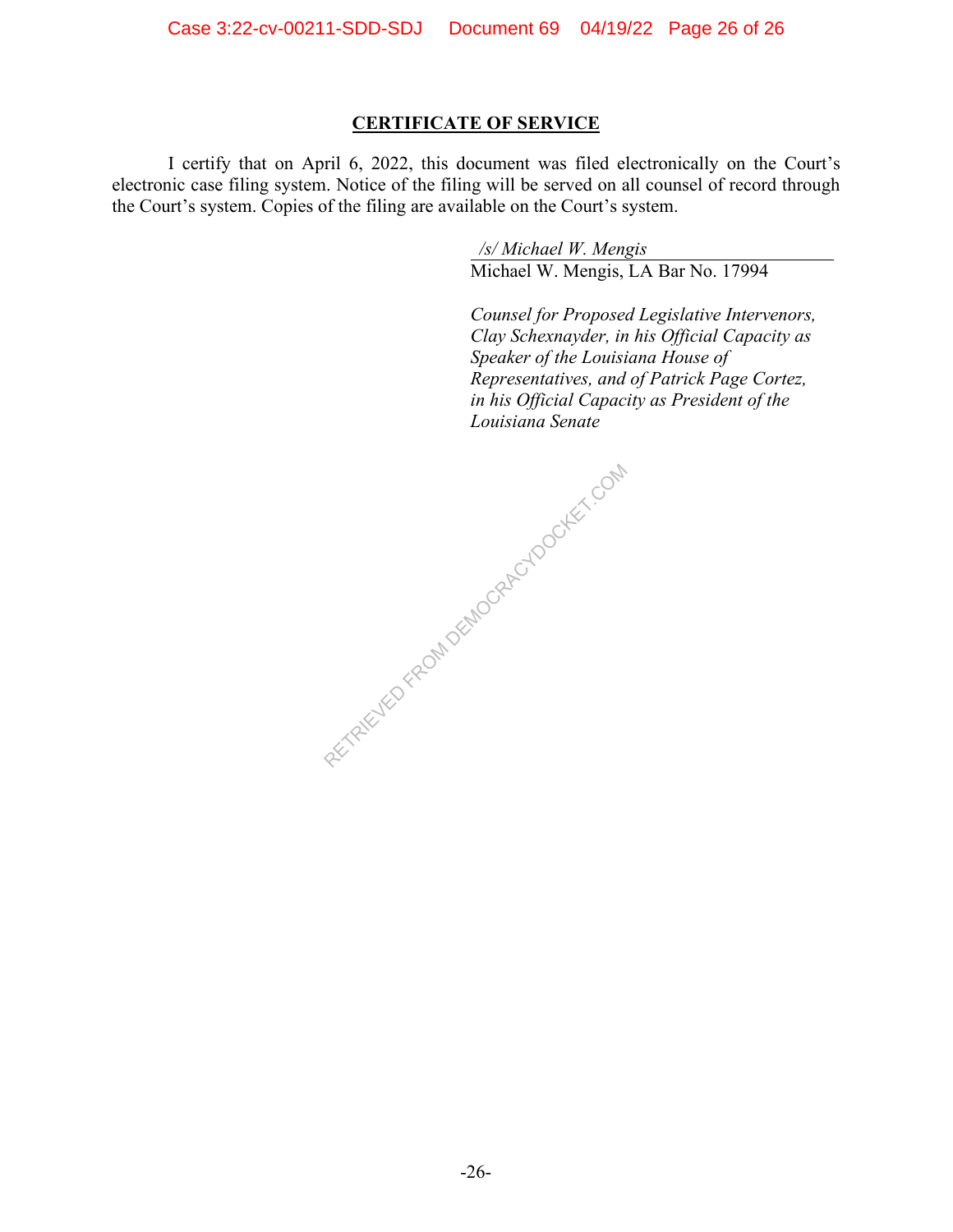## CERTIFICATE OF SERVICE

I certify that on April 6, 2022, this document was filed electronically on the Court's electronic case filing system. Notice of the filing will be served on all counsel of record through the Court's system. Copies of the filing are available on the Court's system.

*/s/ Michael W. Mengis*
Michael W. Mengis, LA Bar No. 17994

*Counsel for Proposed Legislative Intervenors, Clay Schexnayder, in his Official Capacity as Speaker of the Louisiana House of Representatives, and of Patrick Page Cortez, in his Official Capacity as President of the Louisiana Senate*